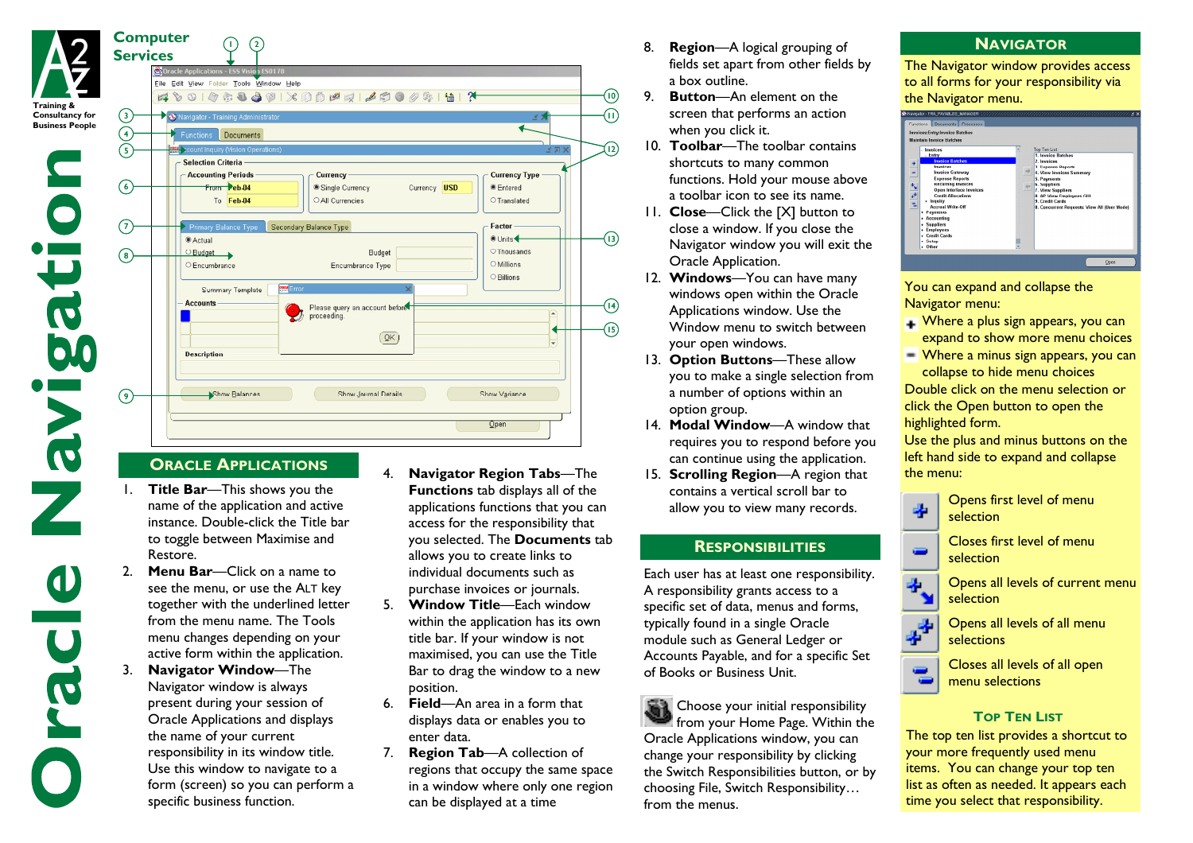# Oracle Navigation

Computer Services

Training & Consultancy for Business People

## Oracle Applications

1. **Title Bar**—This shows you the name of the application and active instance. Double-click the Title bar to toggle between Maximise and Restore.
2. **Menu Bar**—Click on a name to see the menu, or use the ALT key together with the underlined letter from the menu name. The Tools menu changes depending on your active form within the application.
3. **Navigator Window**—The Navigator window is always present during your session of Oracle Applications and displays the name of your current responsibility in its window title. Use this window to navigate to a form (screen) so you can perform a specific business function.
4. **Navigator Region Tabs**—The **Functions** tab displays all of the applications functions that you can access for the responsibility that you selected. The **Documents** tab allows you to create links to individual documents such as purchase invoices or journals.
5. **Window Title**—Each window within the application has its own title bar. If your window is not maximised, you can use the Title Bar to drag the window to a new position.
6. **Field**—An area in a form that displays data or enables you to enter data.
7. **Region Tab**—A collection of regions that occupy the same space in a window where only one region can be displayed at a time
8. **Region**—A logical grouping of fields set apart from other fields by a box outline.
9. **Button**—An element on the screen that performs an action when you click it.
10. **Toolbar**—The toolbar contains shortcuts to many common functions. Hold your mouse above a toolbar icon to see its name.
11. **Close**—Click the [X] button to close a window. If you close the Navigator window you will exit the Oracle Application.
12. **Windows**—You can have many windows open within the Oracle Applications window. Use the Window menu to switch between your open windows.
13. **Option Buttons**—These allow you to make a single selection from a number of options within an option group.
14. **Modal Window**—A window that requires you to respond before you can continue using the application.
15. **Scrolling Region**—A region that contains a vertical scroll bar to allow you to view many records.

## Responsibilities

Each user has at least one responsibility. A responsibility grants access to a specific set of data, menus and forms, typically found in a single Oracle module such as General Ledger or Accounts Payable, and for a specific Set of Books or Business Unit.

Choose your initial responsibility from your Home Page. Within the Oracle Applications window, you can change your responsibility by clicking the Switch Responsibilities button, or by choosing File, Switch Responsibility… from the menus.

## Navigator

The Navigator window provides access to all forms for your responsibility via the Navigator menu.

You can expand and collapse the Navigator menu:

- Where a plus sign appears, you can expand to show more menu choices
- Where a minus sign appears, you can collapse to hide menu choices

Double click on the menu selection or click the Open button to open the highlighted form.

Use the plus and minus buttons on the left hand side to expand and collapse the menu:

- Opens first level of menu selection
- Closes first level of menu selection
- Opens all levels of current menu selection
- Opens all levels of all menu selections
- Closes all levels of all open menu selections

### Top Ten List

The top ten list provides a shortcut to your more frequently used menu items. You can change your top ten list as often as needed. It appears each time you select that responsibility.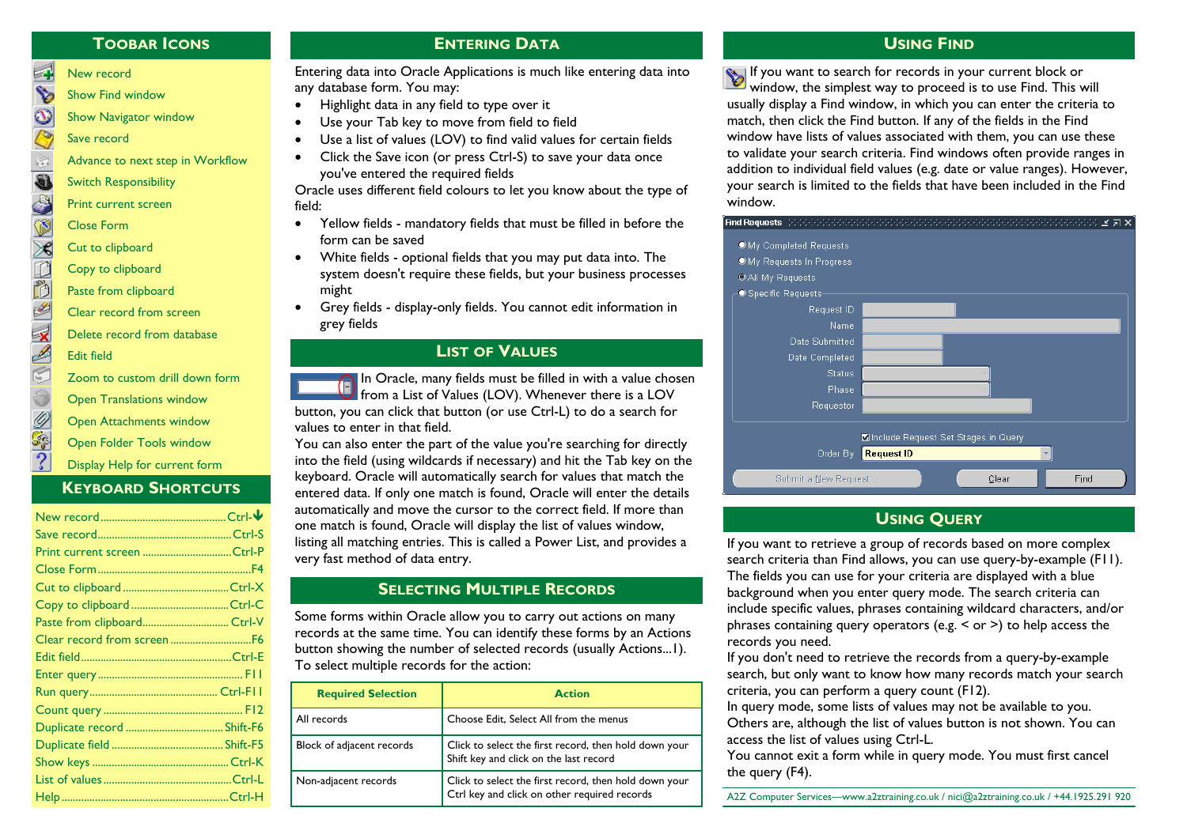## Toobar Icons

- New record
- Show Find window
- Show Navigator window
- Save record
- Advance to next step in Workflow
- Switch Responsibility
- Print current screen
- Close Form
- Cut to clipboard
- Copy to clipboard
- Paste from clipboard
- Clear record from screen
- Delete record from database
- Edit field
- Zoom to custom drill down form
- Open Translations window
- Open Attachments window
- Open Folder Tools window
- Display Help for current form

## Keyboard Shortcuts

| | |
|---|---|
| New record | Ctrl-↓ |
| Save record | Ctrl-S |
| Print current screen | Ctrl-P |
| Close Form | F4 |
| Cut to clipboard | Ctrl-X |
| Copy to clipboard | Ctrl-C |
| Paste from clipboard | Ctrl-V |
| Clear record from screen | F6 |
| Edit field | Ctrl-E |
| Enter query | F11 |
| Run query | Ctrl-F11 |
| Count query | F12 |
| Duplicate record | Shift-F6 |
| Duplicate field | Shift-F5 |
| Show keys | Ctrl-K |
| List of values | Ctrl-L |
| Help | Ctrl-H |

## Entering Data

Entering data into Oracle Applications is much like entering data into any database form. You may:

- Highlight data in any field to type over it
- Use your Tab key to move from field to field
- Use a list of values (LOV) to find valid values for certain fields
- Click the Save icon (or press Ctrl-S) to save your data once you've entered the required fields

Oracle uses different field colours to let you know about the type of field:

- Yellow fields - mandatory fields that must be filled in before the form can be saved
- White fields - optional fields that you may put data into. The system doesn't require these fields, but your business processes might
- Grey fields - display-only fields. You cannot edit information in grey fields

## List of Values

In Oracle, many fields must be filled in with a value chosen from a List of Values (LOV). Whenever there is a LOV button, you can click that button (or use Ctrl-L) to do a search for values to enter in that field.

You can also enter the part of the value you're searching for directly into the field (using wildcards if necessary) and hit the Tab key on the keyboard. Oracle will automatically search for values that match the entered data. If only one match is found, Oracle will enter the details automatically and move the cursor to the correct field. If more than one match is found, Oracle will display the list of values window, listing all matching entries. This is called a Power List, and provides a very fast method of data entry.

## Selecting Multiple Records

Some forms within Oracle allow you to carry out actions on many records at the same time. You can identify these forms by an Actions button showing the number of selected records (usually Actions...1). To select multiple records for the action:

| Required Selection | Action |
|---|---|
| All records | Choose Edit, Select All from the menus |
| Block of adjacent records | Click to select the first record, then hold down your Shift key and click on the last record |
| Non-adjacent records | Click to select the first record, then hold down your Ctrl key and click on other required records |

## Using Find

If you want to search for records in your current block or window, the simplest way to proceed is to use Find. This will usually display a Find window, in which you can enter the criteria to match, then click the Find button. If any of the fields in the Find window have lists of values associated with them, you can use these to validate your search criteria. Find windows often provide ranges in addition to individual field values (e.g. date or value ranges). However, your search is limited to the fields that have been included in the Find window.

Find Requests

My Completed Requests
My Requests In Progress
All My Requests
Specific Requests
Request ID
Name
Date Submitted
Date Completed
Status
Phase
Requestor
Include Request Set Stages in Query
Order By Request ID
Submit a New Request... Clear Find

## Using Query

If you want to retrieve a group of records based on more complex search criteria than Find allows, you can use query-by-example (F11). The fields you can use for your criteria are displayed with a blue background when you enter query mode. The search criteria can include specific values, phrases containing wildcard characters, and/or phrases containing query operators (e.g. < or >) to help access the records you need.

If you don't need to retrieve the records from a query-by-example search, but only want to know how many records match your search criteria, you can perform a query count (F12).

In query mode, some lists of values may not be available to you. Others are, although the list of values button is not shown. You can access the list of values using Ctrl-L.

You cannot exit a form while in query mode. You must first cancel the query (F4).

A2Z Computer Services—www.a2ztraining.co.uk / nici@a2ztraining.co.uk / +44.1925.291 920